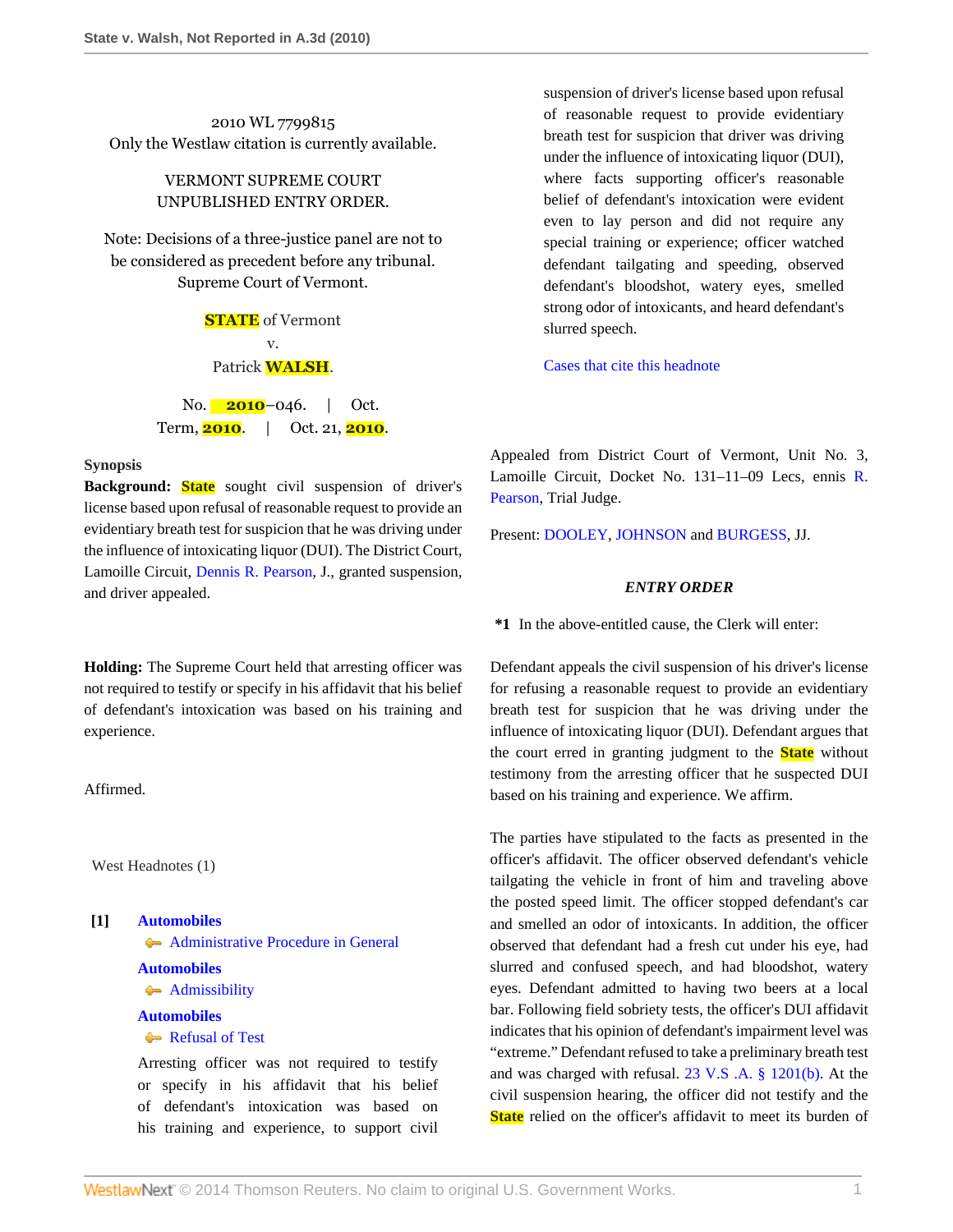2010 WL 7799815
Only the Westlaw citation is currently available.

VERMONT SUPREME COURT
UNPUBLISHED ENTRY ORDER.

Note: Decisions of a three-justice panel are not to be considered as precedent before any tribunal.
Supreme Court of Vermont.

STATE of Vermont
v.
Patrick WALSH.

No. 2010–046. | Oct. Term, 2010. | Oct. 21, 2010.

**Synopsis**

**Background:** State sought civil suspension of driver's license based upon refusal of reasonable request to provide an evidentiary breath test for suspicion that he was driving under the influence of intoxicating liquor (DUI). The District Court, Lamoille Circuit, Dennis R. Pearson, J., granted suspension, and driver appealed.

**Holding:** The Supreme Court held that arresting officer was not required to testify or specify in his affidavit that his belief of defendant's intoxication was based on his training and experience.

Affirmed.

West Headnotes (1)

**[1]** **Automobiles**
Administrative Procedure in General
**Automobiles**
Admissibility
**Automobiles**
Refusal of Test

Arresting officer was not required to testify or specify in his affidavit that his belief of defendant's intoxication was based on his training and experience, to support civil suspension of driver's license based upon refusal of reasonable request to provide evidentiary breath test for suspicion that driver was driving under the influence of intoxicating liquor (DUI), where facts supporting officer's reasonable belief of defendant's intoxication were evident even to lay person and did not require any special training or experience; officer watched defendant tailgating and speeding, observed defendant's bloodshot, watery eyes, smelled strong odor of intoxicants, and heard defendant's slurred speech.

Cases that cite this headnote

Appealed from District Court of Vermont, Unit No. 3, Lamoille Circuit, Docket No. 131–11–09 Lecs, ennis R. Pearson, Trial Judge.

Present: DOOLEY, JOHNSON and BURGESS, JJ.

***ENTRY ORDER***

**\*1** In the above-entitled cause, the Clerk will enter:

Defendant appeals the civil suspension of his driver's license for refusing a reasonable request to provide an evidentiary breath test for suspicion that he was driving under the influence of intoxicating liquor (DUI). Defendant argues that the court erred in granting judgment to the State without testimony from the arresting officer that he suspected DUI based on his training and experience. We affirm.

The parties have stipulated to the facts as presented in the officer's affidavit. The officer observed defendant's vehicle tailgating the vehicle in front of him and traveling above the posted speed limit. The officer stopped defendant's car and smelled an odor of intoxicants. In addition, the officer observed that defendant had a fresh cut under his eye, had slurred and confused speech, and had bloodshot, watery eyes. Defendant admitted to having two beers at a local bar. Following field sobriety tests, the officer's DUI affidavit indicates that his opinion of defendant's impairment level was "extreme." Defendant refused to take a preliminary breath test and was charged with refusal. 23 V.S .A. § 1201(b). At the civil suspension hearing, the officer did not testify and the State relied on the officer's affidavit to meet its burden of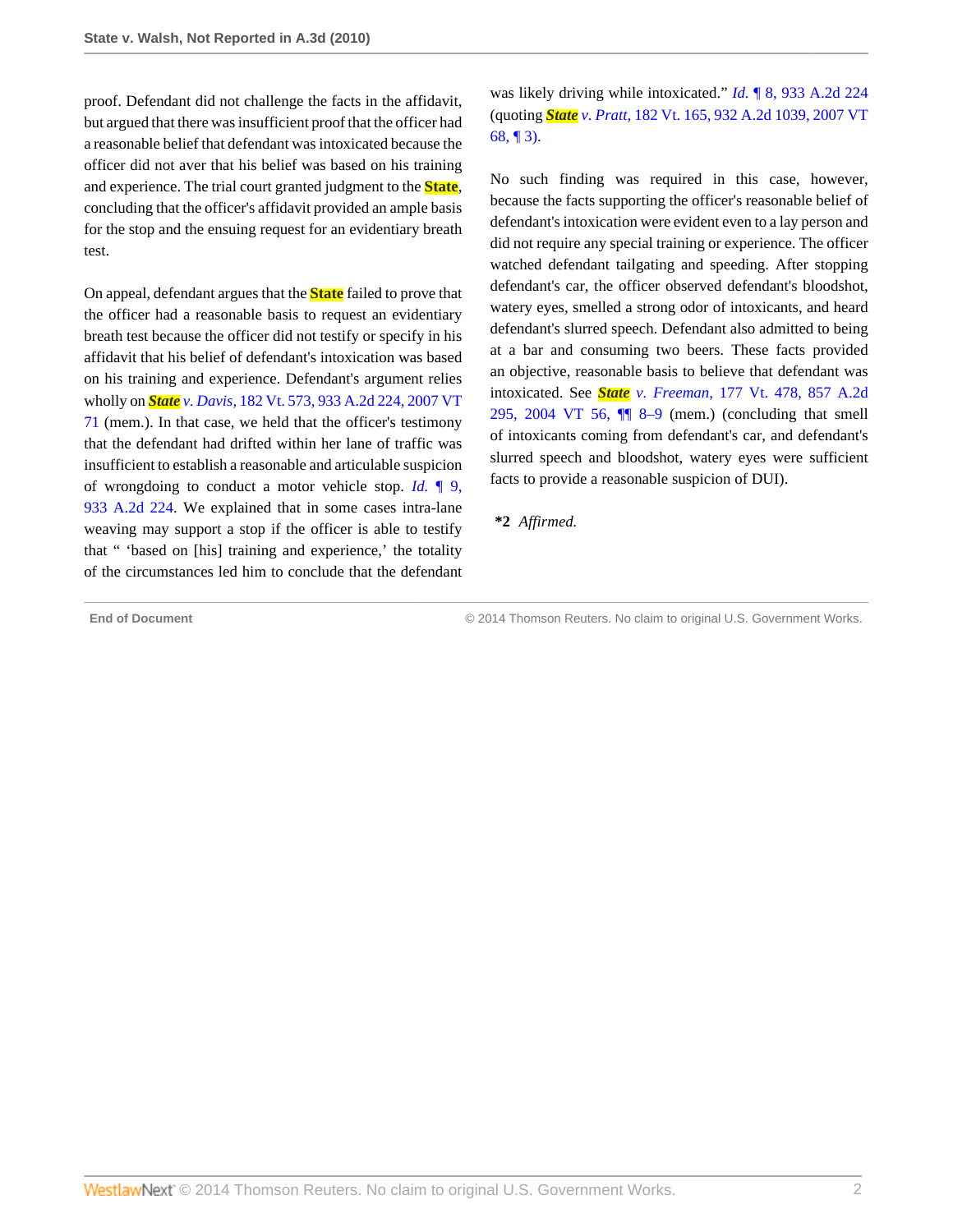proof. Defendant did not challenge the facts in the affidavit, but argued that there was insufficient proof that the officer had a reasonable belief that defendant was intoxicated because the officer did not aver that his belief was based on his training and experience. The trial court granted judgment to the State, concluding that the officer's affidavit provided an ample basis for the stop and the ensuing request for an evidentiary breath test.

On appeal, defendant argues that the State failed to prove that the officer had a reasonable basis to request an evidentiary breath test because the officer did not testify or specify in his affidavit that his belief of defendant's intoxication was based on his training and experience. Defendant's argument relies wholly on *State v. Davis,* 182 Vt. 573, 933 A.2d 224, 2007 VT 71 (mem.). In that case, we held that the officer's testimony that the defendant had drifted within her lane of traffic was insufficient to establish a reasonable and articulable suspicion of wrongdoing to conduct a motor vehicle stop. *Id.* ¶ 9, 933 A.2d 224. We explained that in some cases intra-lane weaving may support a stop if the officer is able to testify that " 'based on [his] training and experience,' the totality of the circumstances led him to conclude that the defendant was likely driving while intoxicated." *Id.* ¶ 8, 933 A.2d 224 (quoting *State v. Pratt,* 182 Vt. 165, 932 A.2d 1039, 2007 VT 68, ¶ 3).

No such finding was required in this case, however, because the facts supporting the officer's reasonable belief of defendant's intoxication were evident even to a lay person and did not require any special training or experience. The officer watched defendant tailgating and speeding. After stopping defendant's car, the officer observed defendant's bloodshot, watery eyes, smelled a strong odor of intoxicants, and heard defendant's slurred speech. Defendant also admitted to being at a bar and consuming two beers. These facts provided an objective, reasonable basis to believe that defendant was intoxicated. See *State v. Freeman,* 177 Vt. 478, 857 A.2d 295, 2004 VT 56, ¶¶ 8–9 (mem.) (concluding that smell of intoxicants coming from defendant's car, and defendant's slurred speech and bloodshot, watery eyes were sufficient facts to provide a reasonable suspicion of DUI).

**\*2** *Affirmed.*

End of Document